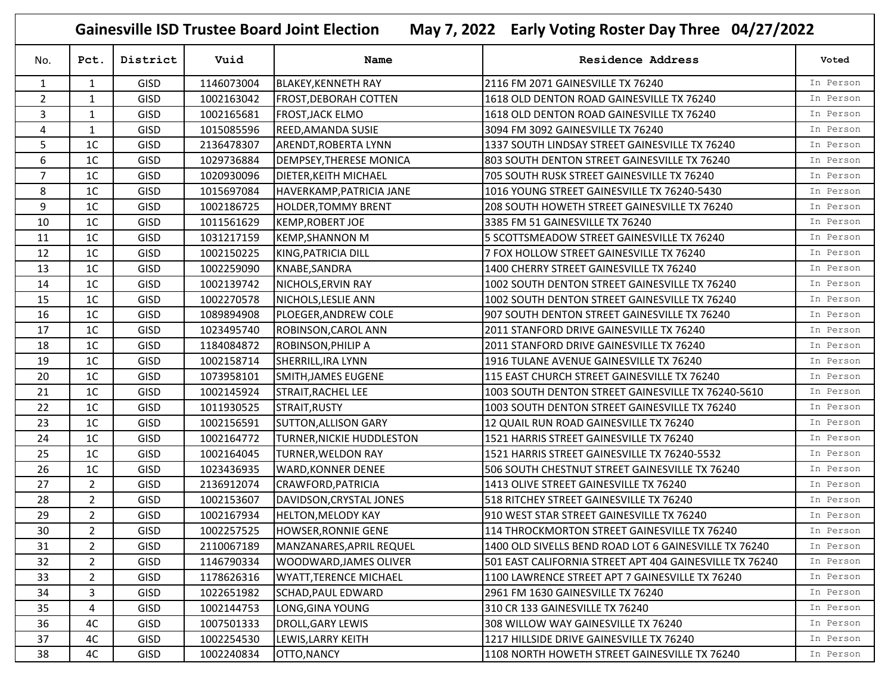# Gainesville ISD Trustee Board Joint Election    May 7, 2022    Early Voting Roster Day Three    04/27/2022

| No. | Pct. | District | Vuid | Name | Residence Address | Voted |
|---|---|---|---|---|---|---|
| 1 | 1 | GISD | 1146073004 | BLAKEY,KENNETH RAY | 2116 FM 2071 GAINESVILLE TX 76240 | In Person |
| 2 | 1 | GISD | 1002163042 | FROST,DEBORAH COTTEN | 1618 OLD DENTON ROAD GAINESVILLE TX 76240 | In Person |
| 3 | 1 | GISD | 1002165681 | FROST,JACK ELMO | 1618 OLD DENTON ROAD GAINESVILLE TX 76240 | In Person |
| 4 | 1 | GISD | 1015085596 | REED,AMANDA SUSIE | 3094 FM 3092 GAINESVILLE TX 76240 | In Person |
| 5 | 1C | GISD | 2136478307 | ARENDT,ROBERTA LYNN | 1337 SOUTH LINDSAY STREET GAINESVILLE TX 76240 | In Person |
| 6 | 1C | GISD | 1029736884 | DEMPSEY,THERESE MONICA | 803 SOUTH DENTON STREET GAINESVILLE TX 76240 | In Person |
| 7 | 1C | GISD | 1020930096 | DIETER,KEITH MICHAEL | 705 SOUTH RUSK STREET GAINESVILLE TX 76240 | In Person |
| 8 | 1C | GISD | 1015697084 | HAVERKAMP,PATRICIA JANE | 1016 YOUNG STREET GAINESVILLE TX 76240-5430 | In Person |
| 9 | 1C | GISD | 1002186725 | HOLDER,TOMMY BRENT | 208 SOUTH HOWETH STREET GAINESVILLE TX 76240 | In Person |
| 10 | 1C | GISD | 1011561629 | KEMP,ROBERT JOE | 3385 FM 51 GAINESVILLE TX 76240 | In Person |
| 11 | 1C | GISD | 1031217159 | KEMP,SHANNON M | 5 SCOTTSMEADOW STREET GAINESVILLE TX 76240 | In Person |
| 12 | 1C | GISD | 1002150225 | KING,PATRICIA DILL | 7 FOX HOLLOW STREET GAINESVILLE TX 76240 | In Person |
| 13 | 1C | GISD | 1002259090 | KNABE,SANDRA | 1400 CHERRY STREET GAINESVILLE TX 76240 | In Person |
| 14 | 1C | GISD | 1002139742 | NICHOLS,ERVIN RAY | 1002 SOUTH DENTON STREET GAINESVILLE TX 76240 | In Person |
| 15 | 1C | GISD | 1002270578 | NICHOLS,LESLIE ANN | 1002 SOUTH DENTON STREET GAINESVILLE TX 76240 | In Person |
| 16 | 1C | GISD | 1089894908 | PLOEGER,ANDREW COLE | 907 SOUTH DENTON STREET GAINESVILLE TX 76240 | In Person |
| 17 | 1C | GISD | 1023495740 | ROBINSON,CAROL ANN | 2011 STANFORD DRIVE GAINESVILLE TX 76240 | In Person |
| 18 | 1C | GISD | 1184084872 | ROBINSON,PHILIP A | 2011 STANFORD DRIVE GAINESVILLE TX 76240 | In Person |
| 19 | 1C | GISD | 1002158714 | SHERRILL,IRA LYNN | 1916 TULANE AVENUE GAINESVILLE TX 76240 | In Person |
| 20 | 1C | GISD | 1073958101 | SMITH,JAMES EUGENE | 115 EAST CHURCH STREET GAINESVILLE TX 76240 | In Person |
| 21 | 1C | GISD | 1002145924 | STRAIT,RACHEL LEE | 1003 SOUTH DENTON STREET GAINESVILLE TX 76240-5610 | In Person |
| 22 | 1C | GISD | 1011930525 | STRAIT,RUSTY | 1003 SOUTH DENTON STREET GAINESVILLE TX 76240 | In Person |
| 23 | 1C | GISD | 1002156591 | SUTTON,ALLISON GARY | 12 QUAIL RUN ROAD GAINESVILLE TX 76240 | In Person |
| 24 | 1C | GISD | 1002164772 | TURNER,NICKIE HUDDLESTON | 1521 HARRIS STREET GAINESVILLE TX 76240 | In Person |
| 25 | 1C | GISD | 1002164045 | TURNER,WELDON RAY | 1521 HARRIS STREET GAINESVILLE TX 76240-5532 | In Person |
| 26 | 1C | GISD | 1023436935 | WARD,KONNER DENEE | 506 SOUTH CHESTNUT STREET GAINESVILLE TX 76240 | In Person |
| 27 | 2 | GISD | 2136912074 | CRAWFORD,PATRICIA | 1413 OLIVE STREET GAINESVILLE TX 76240 | In Person |
| 28 | 2 | GISD | 1002153607 | DAVIDSON,CRYSTAL JONES | 518 RITCHEY STREET GAINESVILLE TX 76240 | In Person |
| 29 | 2 | GISD | 1002167934 | HELTON,MELODY KAY | 910 WEST STAR STREET GAINESVILLE TX 76240 | In Person |
| 30 | 2 | GISD | 1002257525 | HOWSER,RONNIE GENE | 114 THROCKMORTON STREET GAINESVILLE TX 76240 | In Person |
| 31 | 2 | GISD | 2110067189 | MANZANARES,APRIL REQUEL | 1400 OLD SIVELLS BEND ROAD LOT 6 GAINESVILLE TX 76240 | In Person |
| 32 | 2 | GISD | 1146790334 | WOODWARD,JAMES OLIVER | 501 EAST CALIFORNIA STREET APT 404 GAINESVILLE TX 76240 | In Person |
| 33 | 2 | GISD | 1178626316 | WYATT,TERENCE MICHAEL | 1100 LAWRENCE STREET APT 7 GAINESVILLE TX 76240 | In Person |
| 34 | 3 | GISD | 1022651982 | SCHAD,PAUL EDWARD | 2961 FM 1630 GAINESVILLE TX 76240 | In Person |
| 35 | 4 | GISD | 1002144753 | LONG,GINA YOUNG | 310 CR 133 GAINESVILLE TX 76240 | In Person |
| 36 | 4C | GISD | 1007501333 | DROLL,GARY LEWIS | 308 WILLOW WAY GAINESVILLE TX 76240 | In Person |
| 37 | 4C | GISD | 1002254530 | LEWIS,LARRY KEITH | 1217 HILLSIDE DRIVE GAINESVILLE TX 76240 | In Person |
| 38 | 4C | GISD | 1002240834 | OTTO,NANCY | 1108 NORTH HOWETH STREET GAINESVILLE TX 76240 | In Person |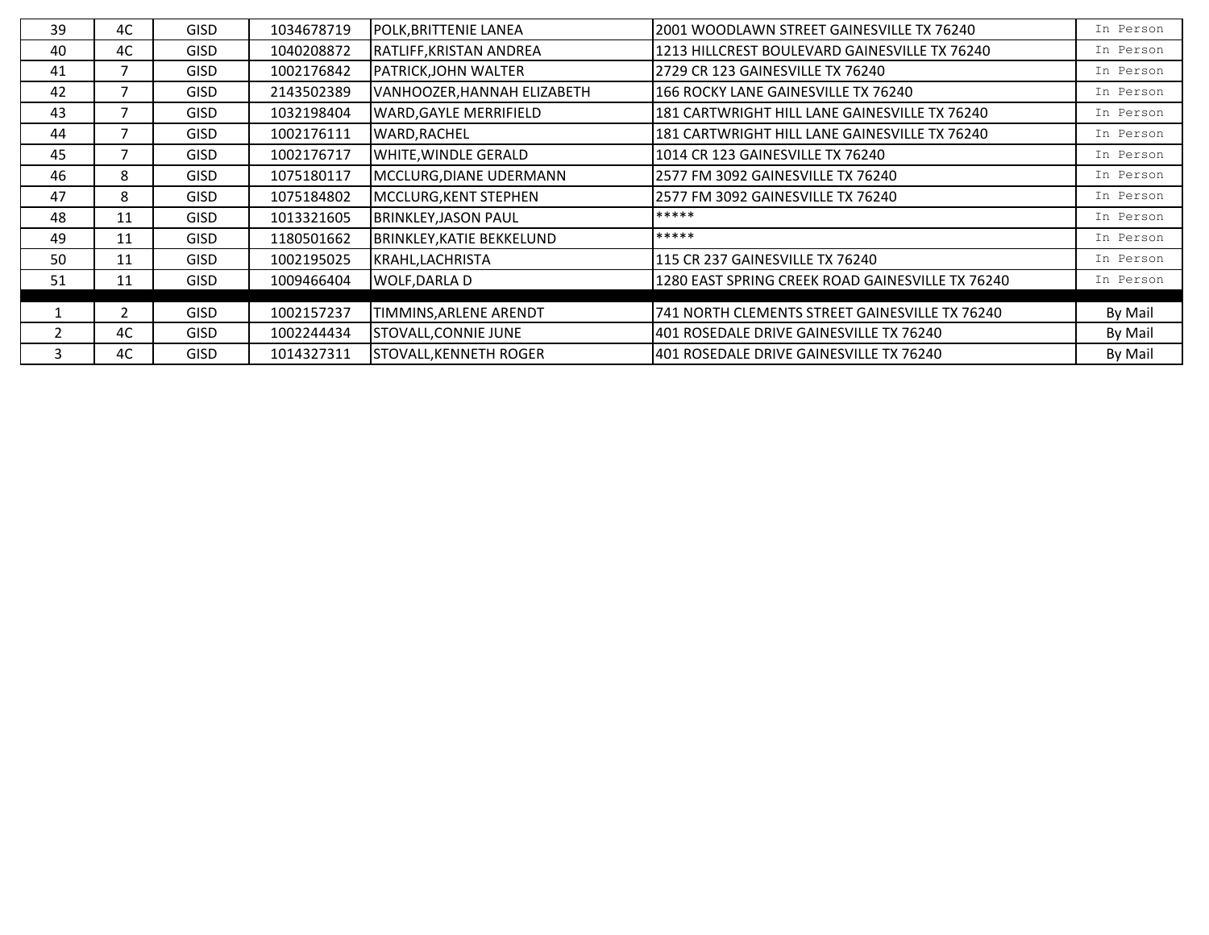| | | | | | | |
|---|---|---|---|---|---|---|
| 39 | 4C | GISD | 1034678719 | POLK,BRITTENIE LANEA | 2001 WOODLAWN STREET GAINESVILLE TX 76240 | In Person |
| 40 | 4C | GISD | 1040208872 | RATLIFF,KRISTAN ANDREA | 1213 HILLCREST BOULEVARD GAINESVILLE TX 76240 | In Person |
| 41 | 7 | GISD | 1002176842 | PATRICK,JOHN WALTER | 2729 CR 123 GAINESVILLE TX 76240 | In Person |
| 42 | 7 | GISD | 2143502389 | VANHOOZER,HANNAH ELIZABETH | 166 ROCKY LANE GAINESVILLE TX 76240 | In Person |
| 43 | 7 | GISD | 1032198404 | WARD,GAYLE MERRIFIELD | 181 CARTWRIGHT HILL LANE GAINESVILLE TX 76240 | In Person |
| 44 | 7 | GISD | 1002176111 | WARD,RACHEL | 181 CARTWRIGHT HILL LANE GAINESVILLE TX 76240 | In Person |
| 45 | 7 | GISD | 1002176717 | WHITE,WINDLE GERALD | 1014 CR 123 GAINESVILLE TX 76240 | In Person |
| 46 | 8 | GISD | 1075180117 | MCCLURG,DIANE UDERMANN | 2577 FM 3092 GAINESVILLE TX 76240 | In Person |
| 47 | 8 | GISD | 1075184802 | MCCLURG,KENT STEPHEN | 2577 FM 3092 GAINESVILLE TX 76240 | In Person |
| 48 | 11 | GISD | 1013321605 | BRINKLEY,JASON PAUL | ***** | In Person |
| 49 | 11 | GISD | 1180501662 | BRINKLEY,KATIE BEKKELUND | ***** | In Person |
| 50 | 11 | GISD | 1002195025 | KRAHL,LACHRISTA | 115 CR 237 GAINESVILLE TX 76240 | In Person |
| 51 | 11 | GISD | 1009466404 | WOLF,DARLA D | 1280 EAST SPRING CREEK ROAD GAINESVILLE TX 76240 | In Person |
| 1 | 2 | GISD | 1002157237 | TIMMINS,ARLENE ARENDT | 741 NORTH CLEMENTS STREET GAINESVILLE TX 76240 | By Mail |
| 2 | 4C | GISD | 1002244434 | STOVALL,CONNIE JUNE | 401 ROSEDALE DRIVE GAINESVILLE TX 76240 | By Mail |
| 3 | 4C | GISD | 1014327311 | STOVALL,KENNETH ROGER | 401 ROSEDALE DRIVE GAINESVILLE TX 76240 | By Mail |